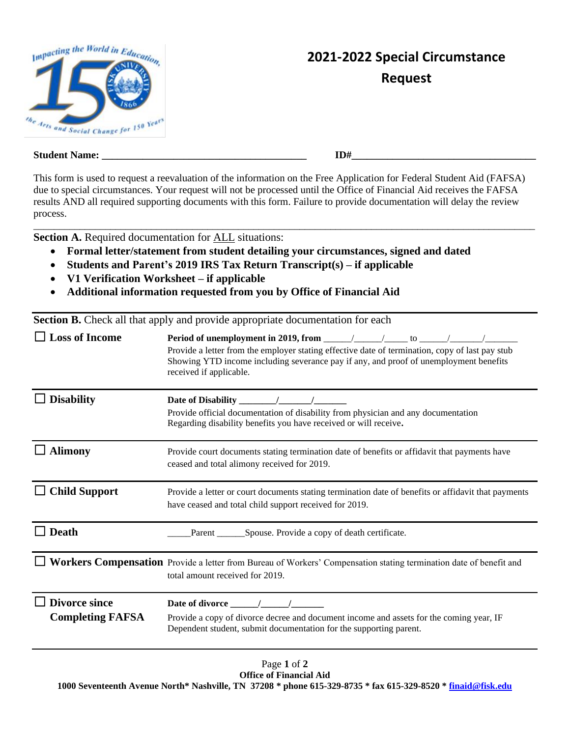# 2021-2022 Special Circumstance Request

**Student Name:** ________________________________________ **ID#**____________________________________

This form is used to request a reevaluation of the information on the Free Application for Federal Student Aid (FAFSA) due to special circumstances. Your request will not be processed until the Office of Financial Aid receives the FAFSA results AND all required supporting documents with this form. Failure to provide documentation will delay the review process.

**Section A.** Required documentation for ALL situations:

- **Formal letter/statement from student detailing your circumstances, signed and dated**
- **Students and Parent's 2019 IRS Tax Return Transcript(s) – if applicable**
- **V1 Verification Worksheet – if applicable**
- **Additional information requested from you by Office of Financial Aid**

**Section B.** Check all that apply and provide appropriate documentation for each

| | |
|---|---|
| ☐ **Loss of Income** | **Period of unemployment in 2019, from** ______/______/_____ to ______/_______/_______ Provide a letter from the employer stating effective date of termination, copy of last pay stub Showing YTD income including severance pay if any, and proof of unemployment benefits received if applicable. |
| ☐ **Disability** | **Date of Disability** ________/_______/_______ Provide official documentation of disability from physician and any documentation Regarding disability benefits you have received or will receive**.** |
| ☐ **Alimony** | Provide court documents stating termination date of benefits or affidavit that payments have ceased and total alimony received for 2019. |
| ☐ **Child Support** | Provide a letter or court documents stating termination date of benefits or affidavit that payments have ceased and total child support received for 2019. |
| ☐ **Death** | _____Parent ______Spouse. Provide a copy of death certificate. |
| ☐ **Workers Compensation** | Provide a letter from Bureau of Workers' Compensation stating termination date of benefit and total amount received for 2019. |
| ☐ **Divorce since Completing FAFSA** | **Date of divorce** ______/______/_______ Provide a copy of divorce decree and document income and assets for the coming year, IF Dependent student, submit documentation for the supporting parent. |

**Office of Financial Aid**
**1000 Seventeenth Avenue North\* Nashville, TN 37208 \* phone 615-329-8735 \* fax 615-329-8520 \* finaid@fisk.edu**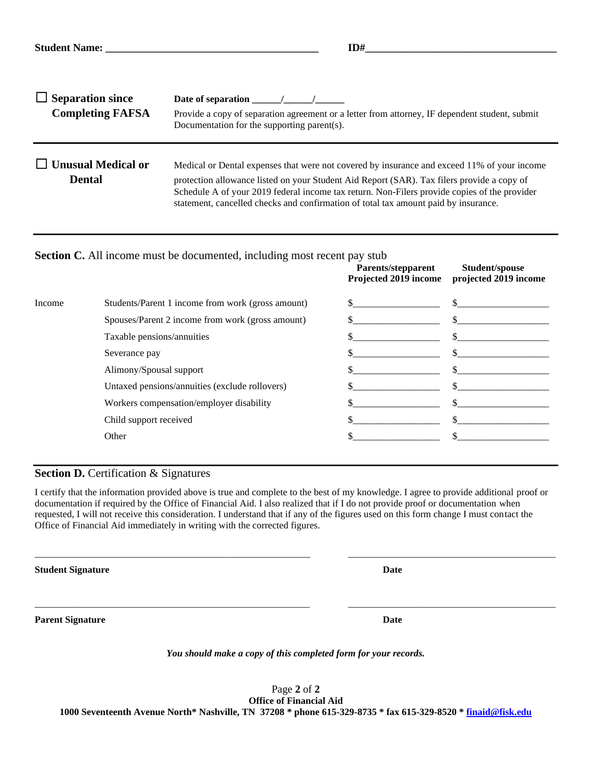**Student Name:** ________________________________________ **ID#**____________________________________

☐ **Separation since Completing FAFSA**

**Date of separation** ______/______/______

Provide a copy of separation agreement or a letter from attorney, IF dependent student, submit Documentation for the supporting parent(s).

☐ **Unusual Medical or Dental**

Medical or Dental expenses that were not covered by insurance and exceed 11% of your income protection allowance listed on your Student Aid Report (SAR). Tax filers provide a copy of Schedule A of your 2019 federal income tax return. Non-Filers provide copies of the provider statement, cancelled checks and confirmation of total tax amount paid by insurance.

## Section C. All income must be documented, including most recent pay stub

| | | Parents/stepparent Projected 2019 income | Student/spouse projected 2019 income |
|---|---|---|---|
| Income | Students/Parent 1 income from work (gross amount) | $__________________ | $__________________ |
| | Spouses/Parent 2 income from work (gross amount) | $__________________ | $__________________ |
| | Taxable pensions/annuities | $__________________ | $__________________ |
| | Severance pay | $__________________ | $__________________ |
| | Alimony/Spousal support | $__________________ | $__________________ |
| | Untaxed pensions/annuities (exclude rollovers) | $__________________ | $__________________ |
| | Workers compensation/employer disability | $__________________ | $__________________ |
| | Child support received | $__________________ | $__________________ |
| | Other | $__________________ | $__________________ |

## Section D. Certification & Signatures

I certify that the information provided above is true and complete to the best of my knowledge. I agree to provide additional proof or documentation if required by the Office of Financial Aid. I also realized that if I do not provide proof or documentation when requested, I will not receive this consideration. I understand that if any of the figures used on this form change I must contact the Office of Financial Aid immediately in writing with the corrected figures.

________________________________________ ________________________________________

**Student Signature** **Date**

________________________________________ ________________________________________

**Parent Signature** **Date**

***You should make a copy of this completed form for your records.***

**Office of Financial Aid**

**1000 Seventeenth Avenue North* Nashville, TN 37208 * phone 615-329-8735 * fax 615-329-8520 * [finaid@fisk.edu](mailto:finaid@fisk.edu)**